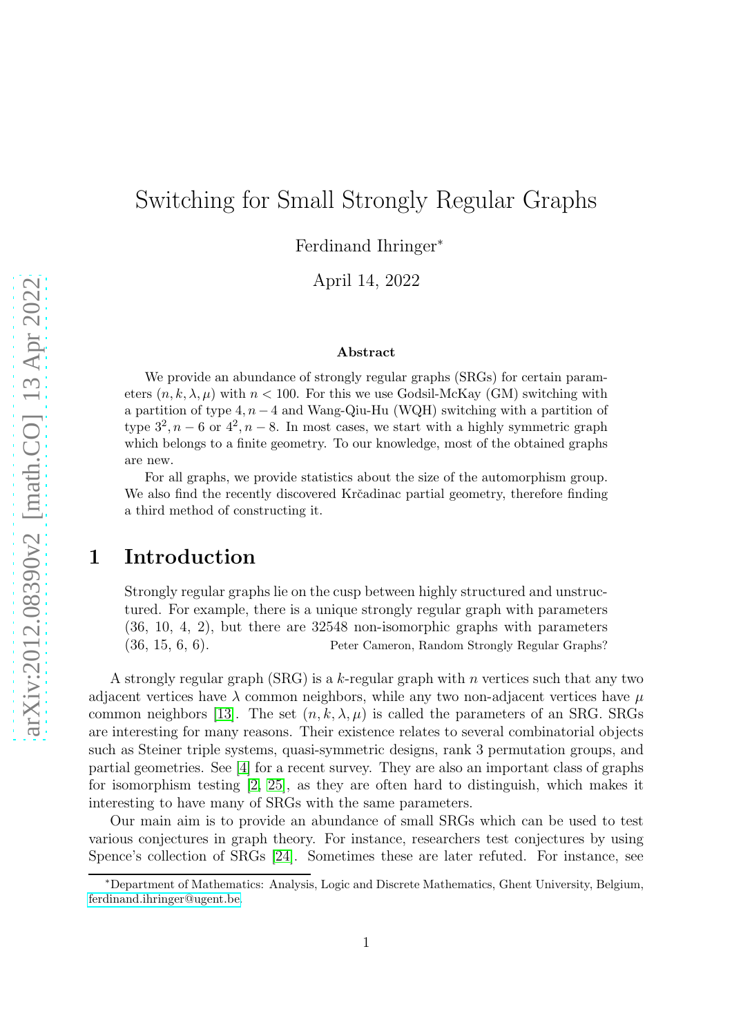# Switching for Small Strongly Regular Graphs

Ferdinand Ihringer*

April 14, 2022

### Abstract

We provide an abundance of strongly regular graphs (SRGs) for certain parameters $(n, k, \lambda, \mu)$ with $n < 100$. For this we use Godsil-McKay (GM) switching with a partition of type $4, n-4$ and Wang-Qiu-Hu (WQH) switching with a partition of type $3^2, n-6$ or $4^2, n-8$. In most cases, we start with a highly symmetric graph which belongs to a finite geometry. To our knowledge, most of the obtained graphs are new.

For all graphs, we provide statistics about the size of the automorphism group. We also find the recently discovered Krčadinac partial geometry, therefore finding a third method of constructing it.

## 1 Introduction

> Strongly regular graphs lie on the cusp between highly structured and unstructured. For example, there is a unique strongly regular graph with parameters (36, 10, 4, 2), but there are 32548 non-isomorphic graphs with parameters (36, 15, 6, 6). Peter Cameron, Random Strongly Regular Graphs?

A strongly regular graph (SRG) is a $k$-regular graph with $n$ vertices such that any two adjacent vertices have $\lambda$ common neighbors, while any two non-adjacent vertices have $\mu$ common neighbors [13]. The set $(n, k, \lambda, \mu)$ is called the parameters of an SRG. SRGs are interesting for many reasons. Their existence relates to several combinatorial objects such as Steiner triple systems, quasi-symmetric designs, rank 3 permutation groups, and partial geometries. See [4] for a recent survey. They are also an important class of graphs for isomorphism testing [2, 25], as they are often hard to distinguish, which makes it interesting to have many of SRGs with the same parameters.

Our main aim is to provide an abundance of small SRGs which can be used to test various conjectures in graph theory. For instance, researchers test conjectures by using Spence's collection of SRGs [24]. Sometimes these are later refuted. For instance, see

*Department of Mathematics: Analysis, Logic and Discrete Mathematics, Ghent University, Belgium, ferdinand.ihringer@ugent.be.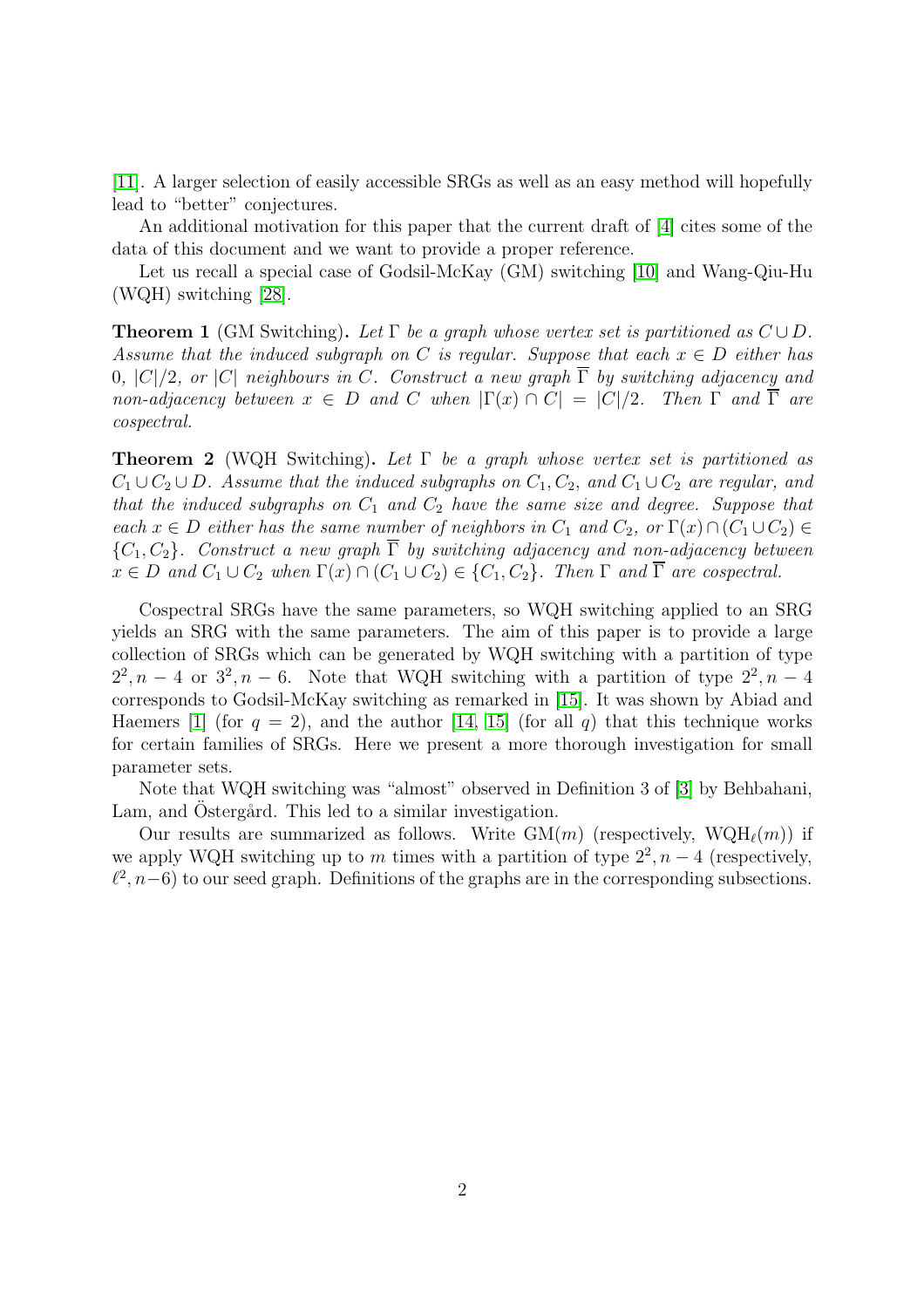[11]. A larger selection of easily accessible SRGs as well as an easy method will hopefully lead to "better" conjectures.

An additional motivation for this paper that the current draft of [4] cites some of the data of this document and we want to provide a proper reference.

Let us recall a special case of Godsil-McKay (GM) switching [10] and Wang-Qiu-Hu (WQH) switching [28].

**Theorem 1** (GM Switching)**.** *Let $\Gamma$ be a graph whose vertex set is partitioned as $C \cup D$. Assume that the induced subgraph on $C$ is regular. Suppose that each $x \in D$ either has $0$, $|C|/2$, or $|C|$ neighbours in $C$. Construct a new graph $\overline{\Gamma}$ by switching adjacency and non-adjacency between $x \in D$ and $C$ when $|\Gamma(x) \cap C| = |C|/2$. Then $\Gamma$ and $\overline{\Gamma}$ are cospectral.*

**Theorem 2** (WQH Switching)**.** *Let $\Gamma$ be a graph whose vertex set is partitioned as $C_1 \cup C_2 \cup D$. Assume that the induced subgraphs on $C_1, C_2$, and $C_1 \cup C_2$ are regular, and that the induced subgraphs on $C_1$ and $C_2$ have the same size and degree. Suppose that each $x \in D$ either has the same number of neighbors in $C_1$ and $C_2$, or $\Gamma(x) \cap (C_1 \cup C_2) \in \{C_1, C_2\}$. Construct a new graph $\overline{\Gamma}$ by switching adjacency and non-adjacency between $x \in D$ and $C_1 \cup C_2$ when $\Gamma(x) \cap (C_1 \cup C_2) \in \{C_1, C_2\}$. Then $\Gamma$ and $\overline{\Gamma}$ are cospectral.*

Cospectral SRGs have the same parameters, so WQH switching applied to an SRG yields an SRG with the same parameters. The aim of this paper is to provide a large collection of SRGs which can be generated by WQH switching with a partition of type $2^2, n-4$ or $3^2, n-6$. Note that WQH switching with a partition of type $2^2, n-4$ corresponds to Godsil-McKay switching as remarked in [15]. It was shown by Abiad and Haemers [1] (for $q = 2$), and the author [14, 15] (for all $q$) that this technique works for certain families of SRGs. Here we present a more thorough investigation for small parameter sets.

Note that WQH switching was "almost" observed in Definition 3 of [3] by Behbahani, Lam, and Östergård. This led to a similar investigation.

Our results are summarized as follows. Write $\mathrm{GM}(m)$ (respectively, $\mathrm{WQH}_\ell(m)$) if we apply WQH switching up to $m$ times with a partition of type $2^2, n-4$ (respectively, $\ell^2, n-6$) to our seed graph. Definitions of the graphs are in the corresponding subsections.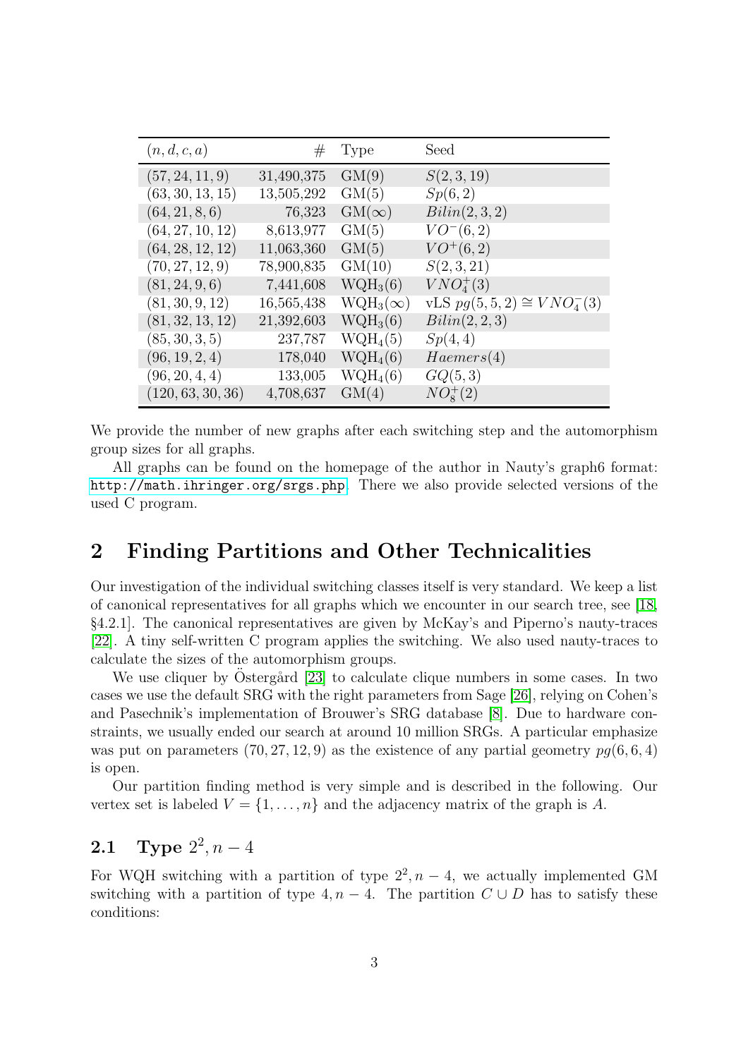| $(n, d, c, a)$ | # | Type | Seed |
|---|---|---|---|
| $(57, 24, 11, 9)$ | 31,490,375 | GM(9) | $S(2, 3, 19)$ |
| $(63, 30, 13, 15)$ | 13,505,292 | GM(5) | $Sp(6, 2)$ |
| $(64, 21, 8, 6)$ | 76,323 | GM($\infty$) | $Bilin(2, 3, 2)$ |
| $(64, 27, 10, 12)$ | 8,613,977 | GM(5) | $VO^-(6, 2)$ |
| $(64, 28, 12, 12)$ | 11,063,360 | GM(5) | $VO^+(6, 2)$ |
| $(70, 27, 12, 9)$ | 78,900,835 | GM(10) | $S(2, 3, 21)$ |
| $(81, 24, 9, 6)$ | 7,441,608 | WQH$_3$(6) | $VNO_4^+(3)$ |
| $(81, 30, 9, 12)$ | 16,565,438 | WQH$_3$($\infty$) | vLS $pg(5, 5, 2) \cong VNO_4^-(3)$ |
| $(81, 32, 13, 12)$ | 21,392,603 | WQH$_3$(6) | $Bilin(2, 2, 3)$ |
| $(85, 30, 3, 5)$ | 237,787 | WQH$_4$(5) | $Sp(4, 4)$ |
| $(96, 19, 2, 4)$ | 178,040 | WQH$_4$(6) | $Haemers(4)$ |
| $(96, 20, 4, 4)$ | 133,005 | WQH$_4$(6) | $GQ(5, 3)$ |
| $(120, 63, 30, 36)$ | 4,708,637 | GM(4) | $NO_8^+(2)$ |

We provide the number of new graphs after each switching step and the automorphism group sizes for all graphs.

All graphs can be found on the homepage of the author in Nauty's graph6 format: `http://math.ihringer.org/srgs.php`. There we also provide selected versions of the used C program.

## 2 Finding Partitions and Other Technicalities

Our investigation of the individual switching classes itself is very standard. We keep a list of canonical representatives for all graphs which we encounter in our search tree, see [18, §4.2.1]. The canonical representatives are given by McKay's and Piperno's nauty-traces [22]. A tiny self-written C program applies the switching. We also used nauty-traces to calculate the sizes of the automorphism groups.

We use cliquer by Östergård [23] to calculate clique numbers in some cases. In two cases we use the default SRG with the right parameters from Sage [26], relying on Cohen's and Pasechnik's implementation of Brouwer's SRG database [8]. Due to hardware constraints, we usually ended our search at around 10 million SRGs. A particular emphasize was put on parameters $(70, 27, 12, 9)$ as the existence of any partial geometry $pg(6, 6, 4)$ is open.

Our partition finding method is very simple and is described in the following. Our vertex set is labeled $V = \{1, \ldots, n\}$ and the adjacency matrix of the graph is $A$.

### 2.1 Type $2^2, n-4$

For WQH switching with a partition of type $2^2, n-4$, we actually implemented GM switching with a partition of type $4, n-4$. The partition $C \cup D$ has to satisfy these conditions: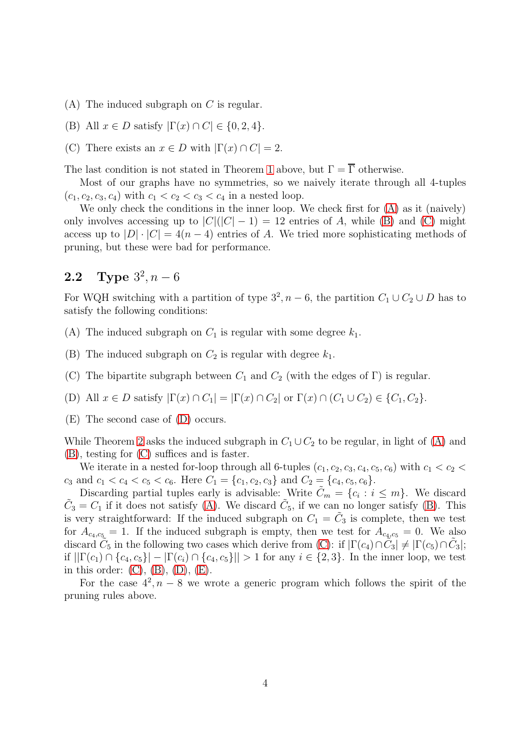(A) The induced subgraph on $C$ is regular.

(B) All $x \in D$ satisfy $|\Gamma(x) \cap C| \in \{0, 2, 4\}$.

(C) There exists an $x \in D$ with $|\Gamma(x) \cap C| = 2$.

The last condition is not stated in Theorem 1 above, but $\Gamma = \overline{\Gamma}$ otherwise.

Most of our graphs have no symmetries, so we naively iterate through all 4-tuples $(c_1, c_2, c_3, c_4)$ with $c_1 < c_2 < c_3 < c_4$ in a nested loop.

We only check the conditions in the inner loop. We check first for (A) as it (naively) only involves accessing up to $|C|(|C| - 1) = 12$ entries of $A$, while (B) and (C) might access up to $|D| \cdot |C| = 4(n - 4)$ entries of $A$. We tried more sophisticating methods of pruning, but these were bad for performance.

## 2.2 Type $3^2, n - 6$

For WQH switching with a partition of type $3^2, n - 6$, the partition $C_1 \cup C_2 \cup D$ has to satisfy the following conditions:

(A) The induced subgraph on $C_1$ is regular with some degree $k_1$.

(B) The induced subgraph on $C_2$ is regular with degree $k_1$.

(C) The bipartite subgraph between $C_1$ and $C_2$ (with the edges of $\Gamma$) is regular.

(D) All $x \in D$ satisfy $|\Gamma(x) \cap C_1| = |\Gamma(x) \cap C_2|$ or $\Gamma(x) \cap (C_1 \cup C_2) \in \{C_1, C_2\}$.

(E) The second case of (D) occurs.

While Theorem 2 asks the induced subgraph in $C_1 \cup C_2$ to be regular, in light of (A) and (B), testing for (C) suffices and is faster.

We iterate in a nested for-loop through all 6-tuples $(c_1, c_2, c_3, c_4, c_5, c_6)$ with $c_1 < c_2 < c_3$ and $c_1 < c_4 < c_5 < c_6$. Here $C_1 = \{c_1, c_2, c_3\}$ and $C_2 = \{c_4, c_5, c_6\}$.

Discarding partial tuples early is advisable: Write $\tilde{C}_m = \{c_i : i \leq m\}$. We discard $\tilde{C}_3 = C_1$ if it does not satisfy (A). We discard $\tilde{C}_5$, if we can no longer satisfy (B). This is very straightforward: If the induced subgraph on $C_1 = \tilde{C}_3$ is complete, then we test for $A_{c_4,c_5} = 1$. If the induced subgraph is empty, then we test for $A_{c_4,c_5} = 0$. We also discard $\tilde{C}_5$ in the following two cases which derive from (C): if $|\Gamma(c_4) \cap \tilde{C}_3| \neq |\Gamma(c_5) \cap \tilde{C}_3|$; if $||\Gamma(c_1) \cap \{c_4, c_5\}| - |\Gamma(c_i) \cap \{c_4, c_5\}|| > 1$ for any $i \in \{2, 3\}$. In the inner loop, we test in this order: (C), (B), (D), (E).

For the case $4^2, n - 8$ we wrote a generic program which follows the spirit of the pruning rules above.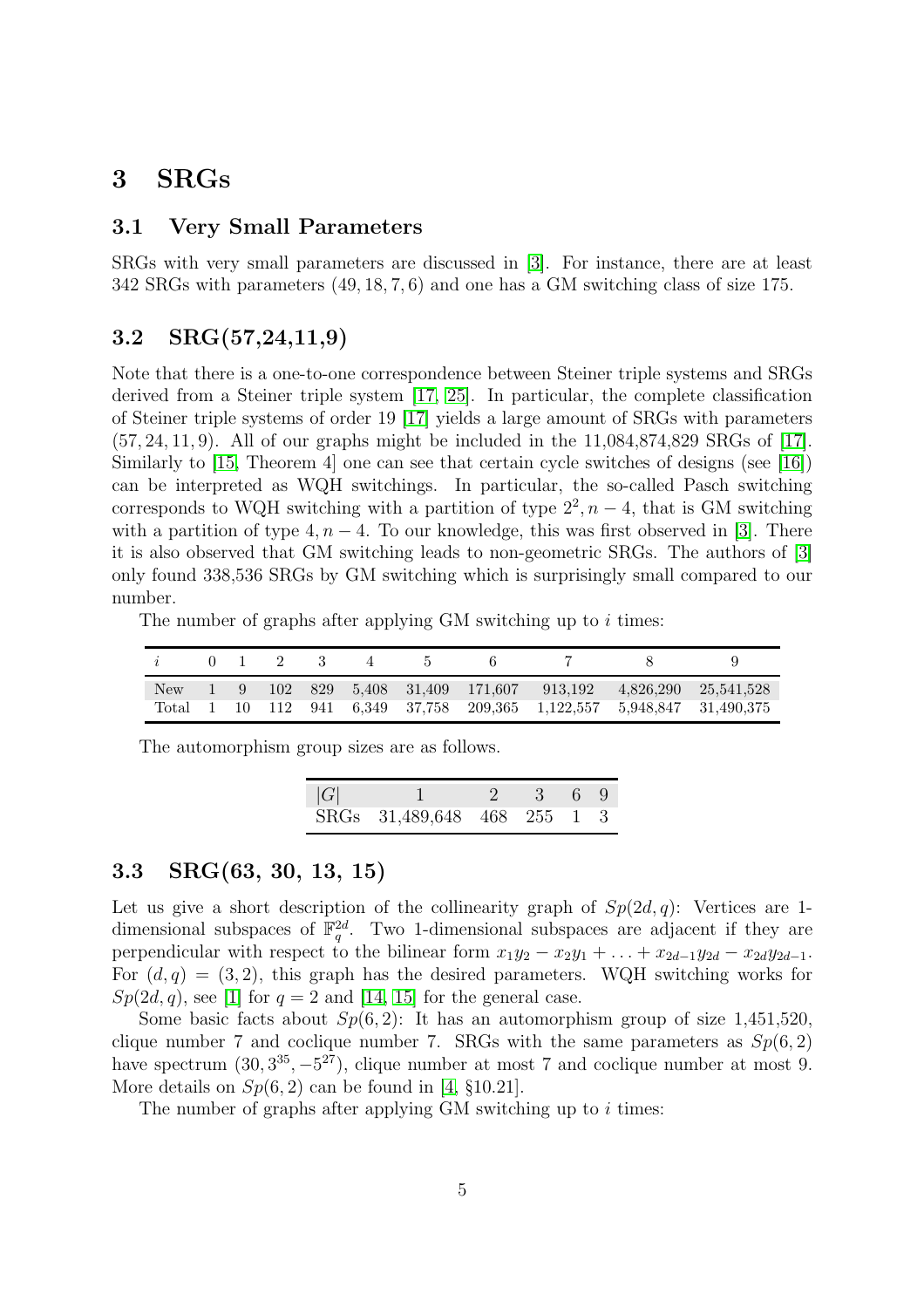# 3 SRGs

## 3.1 Very Small Parameters

SRGs with very small parameters are discussed in [3]. For instance, there are at least 342 SRGs with parameters $(49, 18, 7, 6)$ and one has a GM switching class of size 175.

## 3.2 SRG(57,24,11,9)

Note that there is a one-to-one correspondence between Steiner triple systems and SRGs derived from a Steiner triple system [17, 25]. In particular, the complete classification of Steiner triple systems of order 19 [17] yields a large amount of SRGs with parameters $(57, 24, 11, 9)$. All of our graphs might be included in the 11,084,874,829 SRGs of [17]. Similarly to [15, Theorem 4] one can see that certain cycle switches of designs (see [16]) can be interpreted as WQH switchings. In particular, the so-called Pasch switching corresponds to WQH switching with a partition of type $2^2, n-4$, that is GM switching with a partition of type $4, n-4$. To our knowledge, this was first observed in [3]. There it is also observed that GM switching leads to non-geometric SRGs. The authors of [3] only found 338,536 SRGs by GM switching which is surprisingly small compared to our number.

The number of graphs after applying GM switching up to $i$ times:

| $i$ | 0 | 1 | 2 | 3 | 4 | 5 | 6 | 7 | 8 | 9 |
|---|---|---|---|---|---|---|---|---|---|---|
| New | 1 | 9 | 102 | 829 | 5,408 | 31,409 | 171,607 | 913,192 | 4,826,290 | 25,541,528 |
| Total | 1 | 10 | 112 | 941 | 6,349 | 37,758 | 209,365 | 1,122,557 | 5,948,847 | 31,490,375 |

The automorphism group sizes are as follows.

| $\|G\|$ | 1 | 2 | 3 | 6 | 9 |
|---|---|---|---|---|---|
| SRGs | 31,489,648 | 468 | 255 | 1 | 3 |

## 3.3 SRG(63, 30, 13, 15)

Let us give a short description of the collinearity graph of $Sp(2d, q)$: Vertices are 1-dimensional subspaces of $\mathbb{F}_q^{2d}$. Two 1-dimensional subspaces are adjacent if they are perpendicular with respect to the bilinear form $x_1y_2 - x_2y_1 + \ldots + x_{2d-1}y_{2d} - x_{2d}y_{2d-1}$. For $(d, q) = (3, 2)$, this graph has the desired parameters. WQH switching works for $Sp(2d, q)$, see [1] for $q = 2$ and [14, 15] for the general case.

Some basic facts about $Sp(6, 2)$: It has an automorphism group of size 1,451,520, clique number 7 and coclique number 7. SRGs with the same parameters as $Sp(6, 2)$ have spectrum $(30, 3^{35}, -5^{27})$, clique number at most 7 and coclique number at most 9. More details on $Sp(6, 2)$ can be found in [4, §10.21].

The number of graphs after applying GM switching up to $i$ times: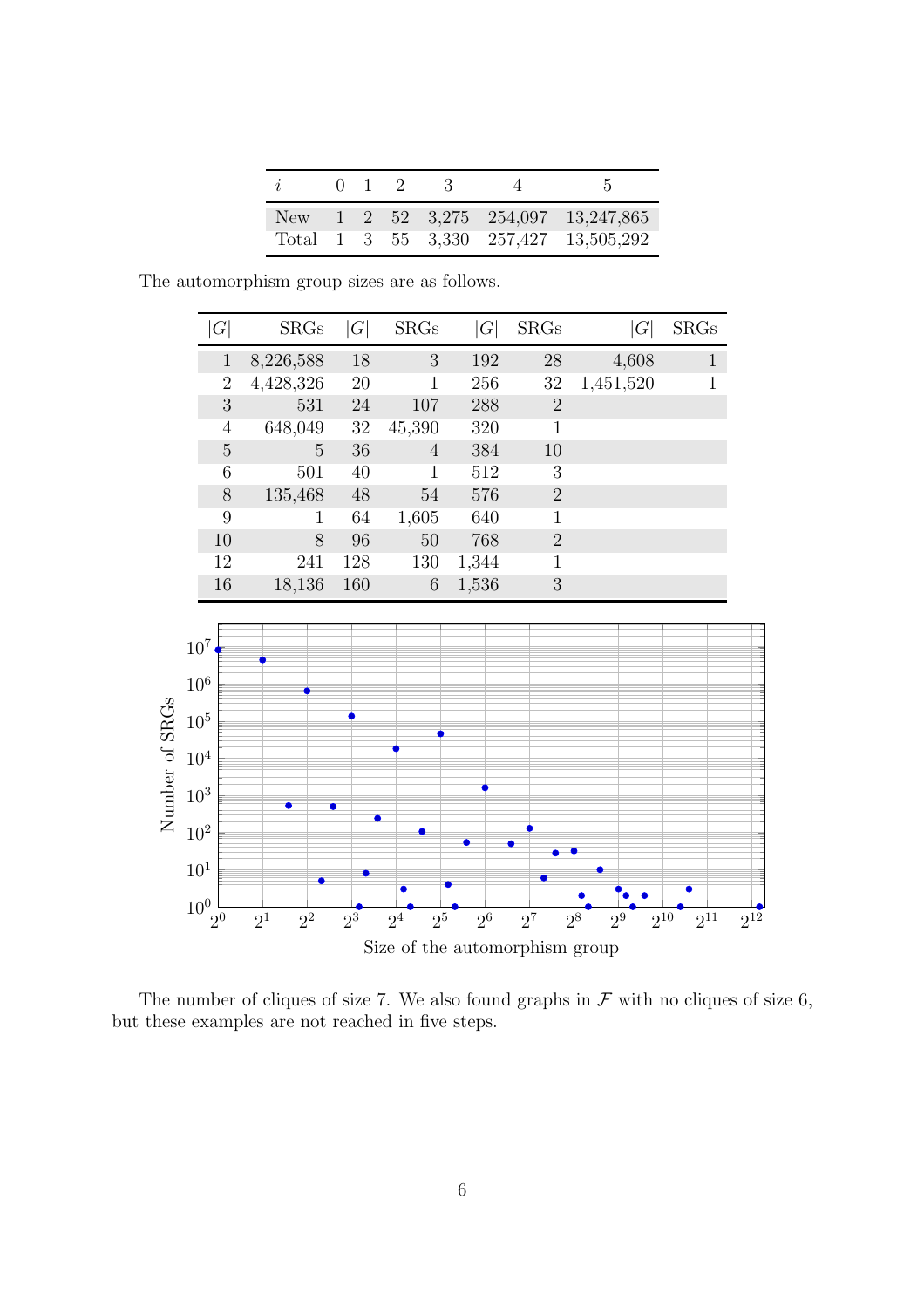| $i$ | 0 | 1 | 2 | 3 | 4 | 5 |
|---|---|---|---|---|---|---|
| New | 1 | 2 | 52 | 3,275 | 254,097 | 13,247,865 |
| Total | 1 | 3 | 55 | 3,330 | 257,427 | 13,505,292 |

The automorphism group sizes are as follows.

| $\lvert G\rvert$ | SRGs | $\lvert G\rvert$ | SRGs | $\lvert G\rvert$ | SRGs | $\lvert G\rvert$ | SRGs |
|---|---|---|---|---|---|---|---|
| 1 | 8,226,588 | 18 | 3 | 192 | 28 | 4,608 | 1 |
| 2 | 4,428,326 | 20 | 1 | 256 | 32 | 1,451,520 | 1 |
| 3 | 531 | 24 | 107 | 288 | 2 | | |
| 4 | 648,049 | 32 | 45,390 | 320 | 1 | | |
| 5 | 5 | 36 | 4 | 384 | 10 | | |
| 6 | 501 | 40 | 1 | 512 | 3 | | |
| 8 | 135,468 | 48 | 54 | 576 | 2 | | |
| 9 | 1 | 64 | 1,605 | 640 | 1 | | |
| 10 | 8 | 96 | 50 | 768 | 2 | | |
| 12 | 241 | 128 | 130 | 1,344 | 1 | | |
| 16 | 18,136 | 160 | 6 | 1,536 | 3 | | |

The number of cliques of size 7. We also found graphs in $\mathcal{F}$ with no cliques of size 6, but these examples are not reached in five steps.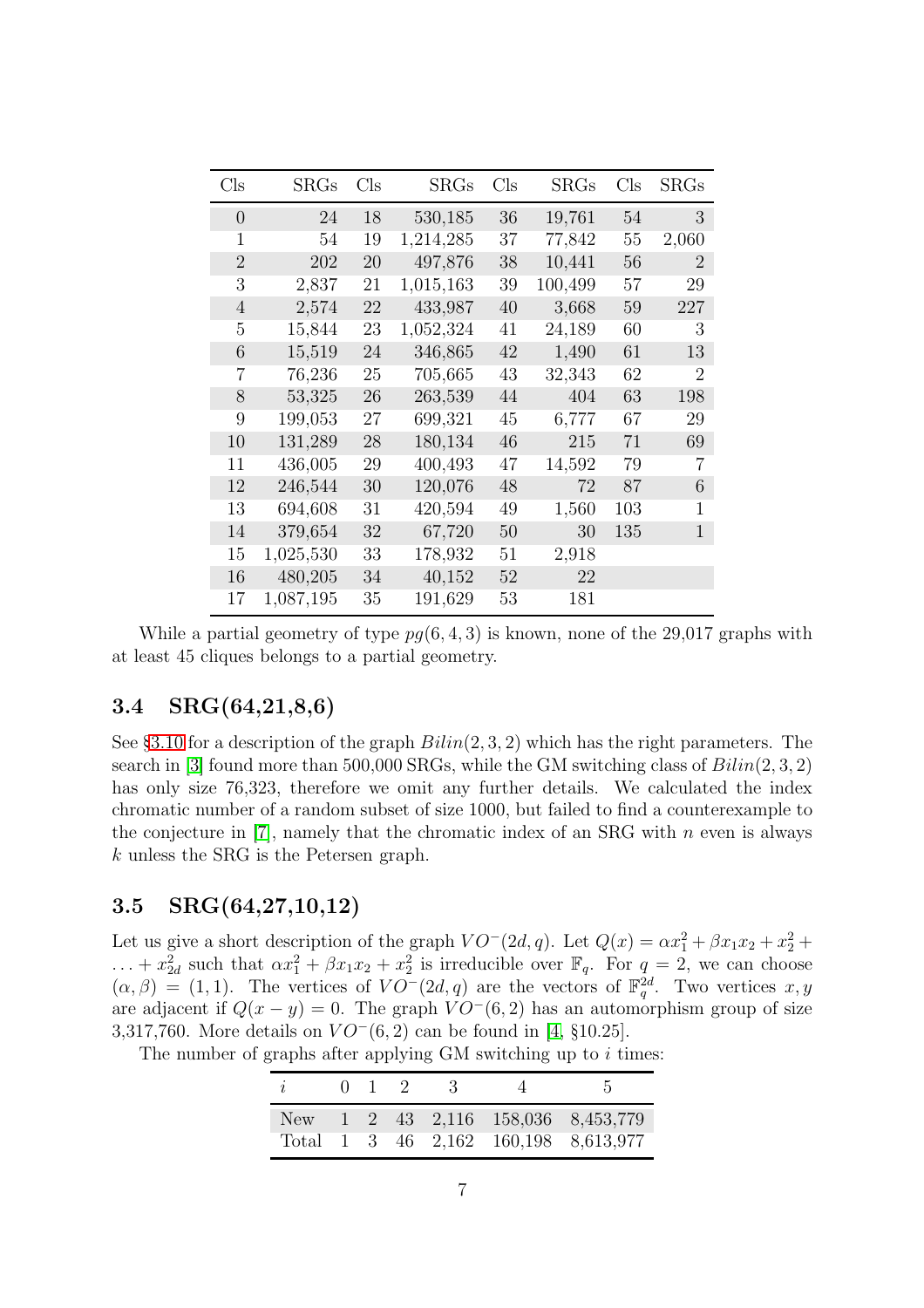| Cls | SRGs | Cls | SRGs | Cls | SRGs | Cls | SRGs |
|---|---|---|---|---|---|---|---|
| 0 | 24 | 18 | 530,185 | 36 | 19,761 | 54 | 3 |
| 1 | 54 | 19 | 1,214,285 | 37 | 77,842 | 55 | 2,060 |
| 2 | 202 | 20 | 497,876 | 38 | 10,441 | 56 | 2 |
| 3 | 2,837 | 21 | 1,015,163 | 39 | 100,499 | 57 | 29 |
| 4 | 2,574 | 22 | 433,987 | 40 | 3,668 | 59 | 227 |
| 5 | 15,844 | 23 | 1,052,324 | 41 | 24,189 | 60 | 3 |
| 6 | 15,519 | 24 | 346,865 | 42 | 1,490 | 61 | 13 |
| 7 | 76,236 | 25 | 705,665 | 43 | 32,343 | 62 | 2 |
| 8 | 53,325 | 26 | 263,539 | 44 | 404 | 63 | 198 |
| 9 | 199,053 | 27 | 699,321 | 45 | 6,777 | 67 | 29 |
| 10 | 131,289 | 28 | 180,134 | 46 | 215 | 71 | 69 |
| 11 | 436,005 | 29 | 400,493 | 47 | 14,592 | 79 | 7 |
| 12 | 246,544 | 30 | 120,076 | 48 | 72 | 87 | 6 |
| 13 | 694,608 | 31 | 420,594 | 49 | 1,560 | 103 | 1 |
| 14 | 379,654 | 32 | 67,720 | 50 | 30 | 135 | 1 |
| 15 | 1,025,530 | 33 | 178,932 | 51 | 2,918 | | |
| 16 | 480,205 | 34 | 40,152 | 52 | 22 | | |
| 17 | 1,087,195 | 35 | 191,629 | 53 | 181 | | |

While a partial geometry of type $pg(6,4,3)$ is known, none of the 29,017 graphs with at least 45 cliques belongs to a partial geometry.

### 3.4 SRG(64,21,8,6)

See §3.10 for a description of the graph $Bilin(2,3,2)$ which has the right parameters. The search in [3] found more than 500,000 SRGs, while the GM switching class of $Bilin(2,3,2)$ has only size 76,323, therefore we omit any further details. We calculated the index chromatic number of a random subset of size 1000, but failed to find a counterexample to the conjecture in [7], namely that the chromatic index of an SRG with $n$ even is always $k$ unless the SRG is the Petersen graph.

### 3.5 SRG(64,27,10,12)

Let us give a short description of the graph $VO^-(2d,q)$. Let $Q(x) = \alpha x_1^2 + \beta x_1 x_2 + x_2^2 + \ldots + x_{2d}^2$ such that $\alpha x_1^2 + \beta x_1 x_2 + x_2^2$ is irreducible over $\mathbb{F}_q$. For $q = 2$, we can choose $(\alpha, \beta) = (1,1)$. The vertices of $VO^-(2d,q)$ are the vectors of $\mathbb{F}_q^{2d}$. Two vertices $x, y$ are adjacent if $Q(x-y) = 0$. The graph $VO^-(6,2)$ has an automorphism group of size 3,317,760. More details on $VO^-(6,2)$ can be found in [4, §10.25].

The number of graphs after applying GM switching up to $i$ times:

| $i$ | 0 | 1 | 2 | 3 | 4 | 5 |
|---|---|---|---|---|---|---|
| New | 1 | 2 | 43 | 2,116 | 158,036 | 8,453,779 |
| Total | 1 | 3 | 46 | 2,162 | 160,198 | 8,613,977 |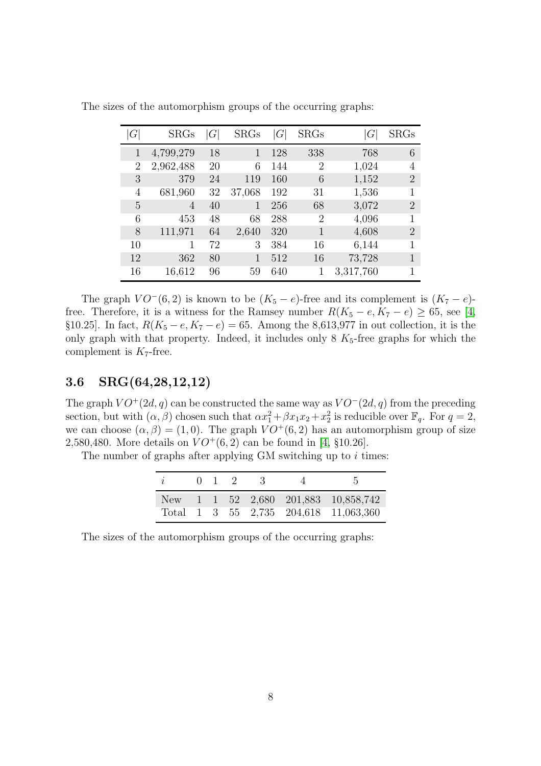The sizes of the automorphism groups of the occurring graphs:

| $\|G\|$ | SRGs | $\|G\|$ | SRGs | $\|G\|$ | SRGs | $\|G\|$ | SRGs |
|---|---|---|---|---|---|---|---|
| 1 | 4,799,279 | 18 | 1 | 128 | 338 | 768 | 6 |
| 2 | 2,962,488 | 20 | 6 | 144 | 2 | 1,024 | 4 |
| 3 | 379 | 24 | 119 | 160 | 6 | 1,152 | 2 |
| 4 | 681,960 | 32 | 37,068 | 192 | 31 | 1,536 | 1 |
| 5 | 4 | 40 | 1 | 256 | 68 | 3,072 | 2 |
| 6 | 453 | 48 | 68 | 288 | 2 | 4,096 | 1 |
| 8 | 111,971 | 64 | 2,640 | 320 | 1 | 4,608 | 2 |
| 10 | 1 | 72 | 3 | 384 | 16 | 6,144 | 1 |
| 12 | 362 | 80 | 1 | 512 | 16 | 73,728 | 1 |
| 16 | 16,612 | 96 | 59 | 640 | 1 | 3,317,760 | 1 |

The graph $VO^-(6,2)$ is known to be $(K_5 - e)$-free and its complement is $(K_7 - e)$-free. Therefore, it is a witness for the Ramsey number $R(K_5 - e, K_7 - e) \geq 65$, see [4, §10.25]. In fact, $R(K_5 - e, K_7 - e) = 65$. Among the 8,613,977 in out collection, it is the only graph with that property. Indeed, it includes only 8 $K_5$-free graphs for which the complement is $K_7$-free.

### 3.6 SRG(64,28,12,12)

The graph $VO^+(2d,q)$ can be constructed the same way as $VO^-(2d,q)$ from the preceding section, but with $(\alpha, \beta)$ chosen such that $\alpha x_1^2 + \beta x_1 x_2 + x_2^2$ is reducible over $\mathbb{F}_q$. For $q = 2$, we can choose $(\alpha, \beta) = (1, 0)$. The graph $VO^+(6,2)$ has an automorphism group of size 2,580,480. More details on $VO^+(6,2)$ can be found in [4, §10.26].

The number of graphs after applying GM switching up to $i$ times:

| $i$ | 0 | 1 | 2 | 3 | 4 | 5 |
|---|---|---|---|---|---|---|
| New | 1 | 1 | 52 | 2,680 | 201,883 | 10,858,742 |
| Total | 1 | 3 | 55 | 2,735 | 204,618 | 11,063,360 |

The sizes of the automorphism groups of the occurring graphs: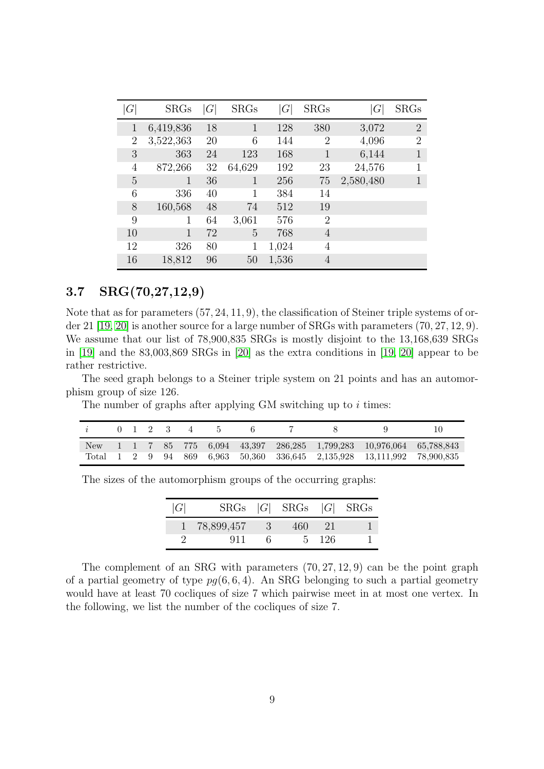| $\|G\|$ | SRGs | $\|G\|$ | SRGs | $\|G\|$ | SRGs | $\|G\|$ | SRGs |
|---|---|---|---|---|---|---|---|
| 1 | 6,419,836 | 18 | 1 | 128 | 380 | 3,072 | 2 |
| 2 | 3,522,363 | 20 | 6 | 144 | 2 | 4,096 | 2 |
| 3 | 363 | 24 | 123 | 168 | 1 | 6,144 | 1 |
| 4 | 872,266 | 32 | 64,629 | 192 | 23 | 24,576 | 1 |
| 5 | 1 | 36 | 1 | 256 | 75 | 2,580,480 | 1 |
| 6 | 336 | 40 | 1 | 384 | 14 | | |
| 8 | 160,568 | 48 | 74 | 512 | 19 | | |
| 9 | 1 | 64 | 3,061 | 576 | 2 | | |
| 10 | 1 | 72 | 5 | 768 | 4 | | |
| 12 | 326 | 80 | 1 | 1,024 | 4 | | |
| 16 | 18,812 | 96 | 50 | 1,536 | 4 | | |

### 3.7 SRG(70,27,12,9)

Note that as for parameters $(57, 24, 11, 9)$, the classification of Steiner triple systems of order 21 [19, 20] is another source for a large number of SRGs with parameters $(70, 27, 12, 9)$. We assume that our list of 78,900,835 SRGs is mostly disjoint to the 13,168,639 SRGs in [19] and the 83,003,869 SRGs in [20] as the extra conditions in [19, 20] appear to be rather restrictive.

The seed graph belongs to a Steiner triple system on 21 points and has an automorphism group of size 126.

The number of graphs after applying GM switching up to $i$ times:

| $i$ | 0 | 1 | 2 | 3 | 4 | 5 | 6 | 7 | 8 | 9 | 10 |
|---|---|---|---|---|---|---|---|---|---|---|---|
| New | 1 | 1 | 7 | 85 | 775 | 6,094 | 43,397 | 286,285 | 1,799,283 | 10,976,064 | 65,788,843 |
| Total | 1 | 2 | 9 | 94 | 869 | 6,963 | 50,360 | 336,645 | 2,135,928 | 13,111,992 | 78,900,835 |

The sizes of the automorphism groups of the occurring graphs:

| $\|G\|$ | SRGs | $\|G\|$ | SRGs | $\|G\|$ | SRGs |
|---|---|---|---|---|---|
| 1 | 78,899,457 | 3 | 460 | 21 | 1 |
| 2 | 911 | 6 | 5 | 126 | 1 |

The complement of an SRG with parameters $(70, 27, 12, 9)$ can be the point graph of a partial geometry of type $pg(6, 6, 4)$. An SRG belonging to such a partial geometry would have at least 70 cocliques of size 7 which pairwise meet in at most one vertex. In the following, we list the number of the cocliques of size 7.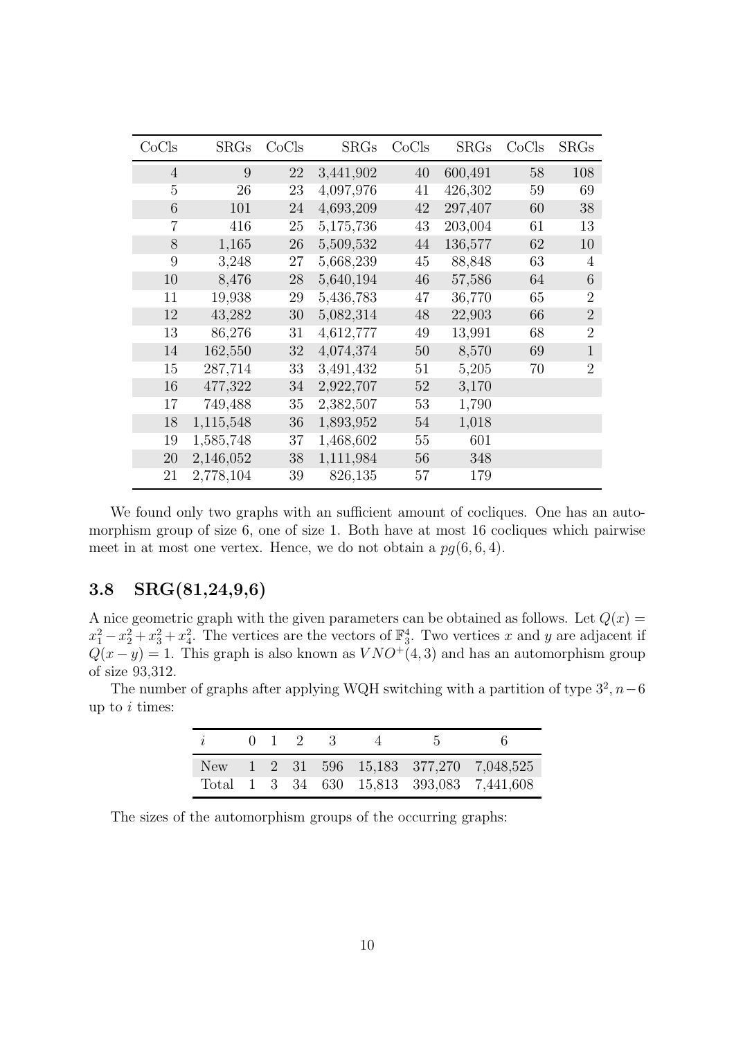| CoCls | SRGs | CoCls | SRGs | CoCls | SRGs | CoCls | SRGs |
|---|---|---|---|---|---|---|---|
| 4 | 9 | 22 | 3,441,902 | 40 | 600,491 | 58 | 108 |
| 5 | 26 | 23 | 4,097,976 | 41 | 426,302 | 59 | 69 |
| 6 | 101 | 24 | 4,693,209 | 42 | 297,407 | 60 | 38 |
| 7 | 416 | 25 | 5,175,736 | 43 | 203,004 | 61 | 13 |
| 8 | 1,165 | 26 | 5,509,532 | 44 | 136,577 | 62 | 10 |
| 9 | 3,248 | 27 | 5,668,239 | 45 | 88,848 | 63 | 4 |
| 10 | 8,476 | 28 | 5,640,194 | 46 | 57,586 | 64 | 6 |
| 11 | 19,938 | 29 | 5,436,783 | 47 | 36,770 | 65 | 2 |
| 12 | 43,282 | 30 | 5,082,314 | 48 | 22,903 | 66 | 2 |
| 13 | 86,276 | 31 | 4,612,777 | 49 | 13,991 | 68 | 2 |
| 14 | 162,550 | 32 | 4,074,374 | 50 | 8,570 | 69 | 1 |
| 15 | 287,714 | 33 | 3,491,432 | 51 | 5,205 | 70 | 2 |
| 16 | 477,322 | 34 | 2,922,707 | 52 | 3,170 | | |
| 17 | 749,488 | 35 | 2,382,507 | 53 | 1,790 | | |
| 18 | 1,115,548 | 36 | 1,893,952 | 54 | 1,018 | | |
| 19 | 1,585,748 | 37 | 1,468,602 | 55 | 601 | | |
| 20 | 2,146,052 | 38 | 1,111,984 | 56 | 348 | | |
| 21 | 2,778,104 | 39 | 826,135 | 57 | 179 | | |

We found only two graphs with an sufficient amount of cocliques. One has an automorphism group of size 6, one of size 1. Both have at most 16 cocliques which pairwise meet in at most one vertex. Hence, we do not obtain a $pg(6, 6, 4)$.

### 3.8 SRG(81,24,9,6)

A nice geometric graph with the given parameters can be obtained as follows. Let $Q(x) = x_1^2 - x_2^2 + x_3^2 + x_4^2$. The vertices are the vectors of $\mathbb{F}_3^4$. Two vertices $x$ and $y$ are adjacent if $Q(x - y) = 1$. This graph is also known as $VNO^+(4, 3)$ and has an automorphism group of size 93,312.

The number of graphs after applying WQH switching with a partition of type $3^2, n-6$ up to $i$ times:

| $i$ | 0 | 1 | 2 | 3 | 4 | 5 | 6 |
|---|---|---|---|---|---|---|---|
| New | 1 | 2 | 31 | 596 | 15,183 | 377,270 | 7,048,525 |
| Total | 1 | 3 | 34 | 630 | 15,813 | 393,083 | 7,441,608 |

The sizes of the automorphism groups of the occurring graphs: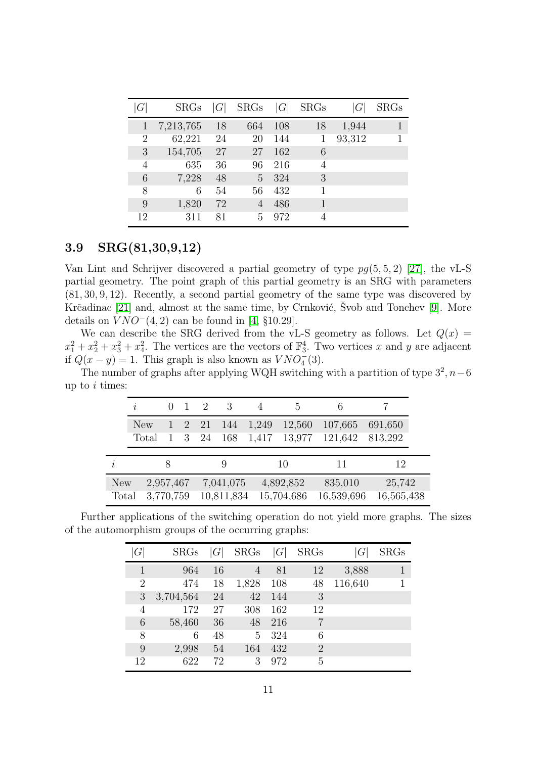| $\|G\|$ | SRGs | $\|G\|$ | SRGs | $\|G\|$ | SRGs | $\|G\|$ | SRGs |
|---|---|---|---|---|---|---|---|
| 1 | 7,213,765 | 18 | 664 | 108 | 18 | 1,944 | 1 |
| 2 | 62,221 | 24 | 20 | 144 | 1 | 93,312 | 1 |
| 3 | 154,705 | 27 | 27 | 162 | 6 | | |
| 4 | 635 | 36 | 96 | 216 | 4 | | |
| 6 | 7,228 | 48 | 5 | 324 | 3 | | |
| 8 | 6 | 54 | 56 | 432 | 1 | | |
| 9 | 1,820 | 72 | 4 | 486 | 1 | | |
| 12 | 311 | 81 | 5 | 972 | 4 | | |

### 3.9 SRG(81,30,9,12)

Van Lint and Schrijver discovered a partial geometry of type $pg(5,5,2)$ [27], the vL-S partial geometry. The point graph of this partial geometry is an SRG with parameters $(81,30,9,12)$. Recently, a second partial geometry of the same type was discovered by Krčadinac [21] and, almost at the same time, by Crnković, Švob and Tonchev [9]. More details on $VNO^-(4,2)$ can be found in [4, §10.29].

We can describe the SRG derived from the vL-S geometry as follows. Let $Q(x) = x_1^2 + x_2^2 + x_3^2 + x_4^2$. The vertices are the vectors of $\mathbb{F}_3^4$. Two vertices $x$ and $y$ are adjacent if $Q(x-y) = 1$. This graph is also known as $VNO_4^-(3)$.

The number of graphs after applying WQH switching with a partition of type $3^2, n-6$ up to $i$ times:

| $i$ | 0 | 1 | 2 | 3 | 4 | 5 | 6 | 7 |
|---|---|---|---|---|---|---|---|---|
| New | 1 | 2 | 21 | 144 | 1,249 | 12,560 | 107,665 | 691,650 |
| Total | 1 | 3 | 24 | 168 | 1,417 | 13,977 | 121,642 | 813,292 |

| $i$ | 8 | 9 | 10 | 11 | 12 |
|---|---|---|---|---|---|
| New | 2,957,467 | 7,041,075 | 4,892,852 | 835,010 | 25,742 |
| Total | 3,770,759 | 10,811,834 | 15,704,686 | 16,539,696 | 16,565,438 |

Further applications of the switching operation do not yield more graphs. The sizes of the automorphism groups of the occurring graphs:

| $\|G\|$ | SRGs | $\|G\|$ | SRGs | $\|G\|$ | SRGs | $\|G\|$ | SRGs |
|---|---|---|---|---|---|---|---|
| 1 | 964 | 16 | 4 | 81 | 12 | 3,888 | 1 |
| 2 | 474 | 18 | 1,828 | 108 | 48 | 116,640 | 1 |
| 3 | 3,704,564 | 24 | 42 | 144 | 3 | | |
| 4 | 172 | 27 | 308 | 162 | 12 | | |
| 6 | 58,460 | 36 | 48 | 216 | 7 | | |
| 8 | 6 | 48 | 5 | 324 | 6 | | |
| 9 | 2,998 | 54 | 164 | 432 | 2 | | |
| 12 | 622 | 72 | 3 | 972 | 5 | | |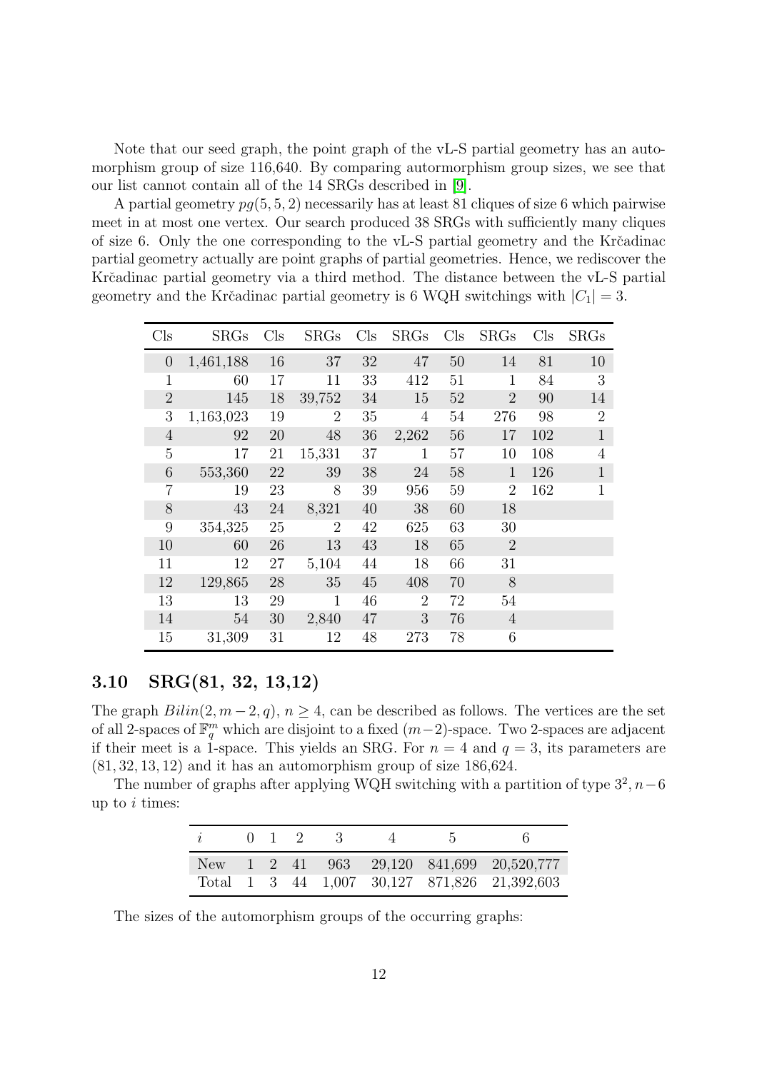Note that our seed graph, the point graph of the vL-S partial geometry has an automorphism group of size 116,640. By comparing autormorphism group sizes, we see that our list cannot contain all of the 14 SRGs described in [9].

A partial geometry $pg(5,5,2)$ necessarily has at least 81 cliques of size 6 which pairwise meet in at most one vertex. Our search produced 38 SRGs with sufficiently many cliques of size 6. Only the one corresponding to the vL-S partial geometry and the Krčadinac partial geometry actually are point graphs of partial geometries. Hence, we rediscover the Krčadinac partial geometry via a third method. The distance between the vL-S partial geometry and the Krčadinac partial geometry is 6 WQH switchings with $|C_1| = 3$.

| Cls | SRGs | Cls | SRGs | Cls | SRGs | Cls | SRGs | Cls | SRGs |
|---|---|---|---|---|---|---|---|---|---|
| 0 | 1,461,188 | 16 | 37 | 32 | 47 | 50 | 14 | 81 | 10 |
| 1 | 60 | 17 | 11 | 33 | 412 | 51 | 1 | 84 | 3 |
| 2 | 145 | 18 | 39,752 | 34 | 15 | 52 | 2 | 90 | 14 |
| 3 | 1,163,023 | 19 | 2 | 35 | 4 | 54 | 276 | 98 | 2 |
| 4 | 92 | 20 | 48 | 36 | 2,262 | 56 | 17 | 102 | 1 |
| 5 | 17 | 21 | 15,331 | 37 | 1 | 57 | 10 | 108 | 4 |
| 6 | 553,360 | 22 | 39 | 38 | 24 | 58 | 1 | 126 | 1 |
| 7 | 19 | 23 | 8 | 39 | 956 | 59 | 2 | 162 | 1 |
| 8 | 43 | 24 | 8,321 | 40 | 38 | 60 | 18 | | |
| 9 | 354,325 | 25 | 2 | 42 | 625 | 63 | 30 | | |
| 10 | 60 | 26 | 13 | 43 | 18 | 65 | 2 | | |
| 11 | 12 | 27 | 5,104 | 44 | 18 | 66 | 31 | | |
| 12 | 129,865 | 28 | 35 | 45 | 408 | 70 | 8 | | |
| 13 | 13 | 29 | 1 | 46 | 2 | 72 | 54 | | |
| 14 | 54 | 30 | 2,840 | 47 | 3 | 76 | 4 | | |
| 15 | 31,309 | 31 | 12 | 48 | 273 | 78 | 6 | | |

### 3.10 SRG(81, 32, 13,12)

The graph $Bilin(2, m-2, q)$, $n \geq 4$, can be described as follows. The vertices are the set of all 2-spaces of $\mathbb{F}_q^m$ which are disjoint to a fixed $(m-2)$-space. Two 2-spaces are adjacent if their meet is a 1-space. This yields an SRG. For $n = 4$ and $q = 3$, its parameters are $(81, 32, 13, 12)$ and it has an automorphism group of size 186,624.

The number of graphs after applying WQH switching with a partition of type $3^2, n-6$ up to $i$ times:

| $i$ | 0 | 1 | 2 | 3 | 4 | 5 | 6 |
|---|---|---|---|---|---|---|---|
| New | 1 | 2 | 41 | 963 | 29,120 | 841,699 | 20,520,777 |
| Total | 1 | 3 | 44 | 1,007 | 30,127 | 871,826 | 21,392,603 |

The sizes of the automorphism groups of the occurring graphs: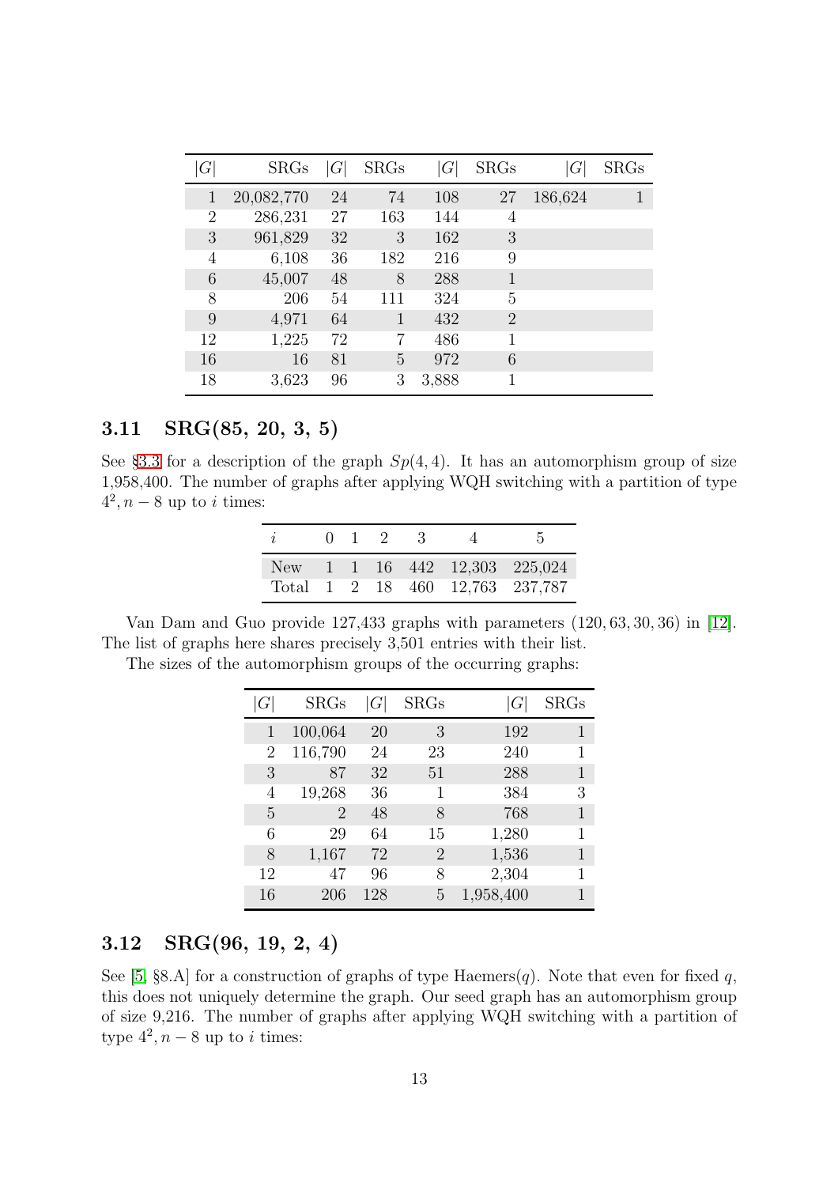| $\|G\|$ | SRGs | $\|G\|$ | SRGs | $\|G\|$ | SRGs | $\|G\|$ | SRGs |
|---|---|---|---|---|---|---|---|
| 1 | 20,082,770 | 24 | 74 | 108 | 27 | 186,624 | 1 |
| 2 | 286,231 | 27 | 163 | 144 | 4 | | |
| 3 | 961,829 | 32 | 3 | 162 | 3 | | |
| 4 | 6,108 | 36 | 182 | 216 | 9 | | |
| 6 | 45,007 | 48 | 8 | 288 | 1 | | |
| 8 | 206 | 54 | 111 | 324 | 5 | | |
| 9 | 4,971 | 64 | 1 | 432 | 2 | | |
| 12 | 1,225 | 72 | 7 | 486 | 1 | | |
| 16 | 16 | 81 | 5 | 972 | 6 | | |
| 18 | 3,623 | 96 | 3 | 3,888 | 1 | | |

### 3.11 SRG(85, 20, 3, 5)

See §3.3 for a description of the graph $Sp(4, 4)$. It has an automorphism group of size 1,958,400. The number of graphs after applying WQH switching with a partition of type $4^2, n-8$ up to $i$ times:

| $i$ | 0 | 1 | 2 | 3 | 4 | 5 |
|---|---|---|---|---|---|---|
| New | 1 | 1 | 16 | 442 | 12,303 | 225,024 |
| Total | 1 | 2 | 18 | 460 | 12,763 | 237,787 |

Van Dam and Guo provide 127,433 graphs with parameters $(120, 63, 30, 36)$ in [12]. The list of graphs here shares precisely 3,501 entries with their list.

The sizes of the automorphism groups of the occurring graphs:

| $\|G\|$ | SRGs | $\|G\|$ | SRGs | $\|G\|$ | SRGs |
|---|---|---|---|---|---|
| 1 | 100,064 | 20 | 3 | 192 | 1 |
| 2 | 116,790 | 24 | 23 | 240 | 1 |
| 3 | 87 | 32 | 51 | 288 | 1 |
| 4 | 19,268 | 36 | 1 | 384 | 3 |
| 5 | 2 | 48 | 8 | 768 | 1 |
| 6 | 29 | 64 | 15 | 1,280 | 1 |
| 8 | 1,167 | 72 | 2 | 1,536 | 1 |
| 12 | 47 | 96 | 8 | 2,304 | 1 |
| 16 | 206 | 128 | 5 | 1,958,400 | 1 |

### 3.12 SRG(96, 19, 2, 4)

See [5, §8.A] for a construction of graphs of type Haemers($q$). Note that even for fixed $q$, this does not uniquely determine the graph. Our seed graph has an automorphism group of size 9,216. The number of graphs after applying WQH switching with a partition of type $4^2, n-8$ up to $i$ times: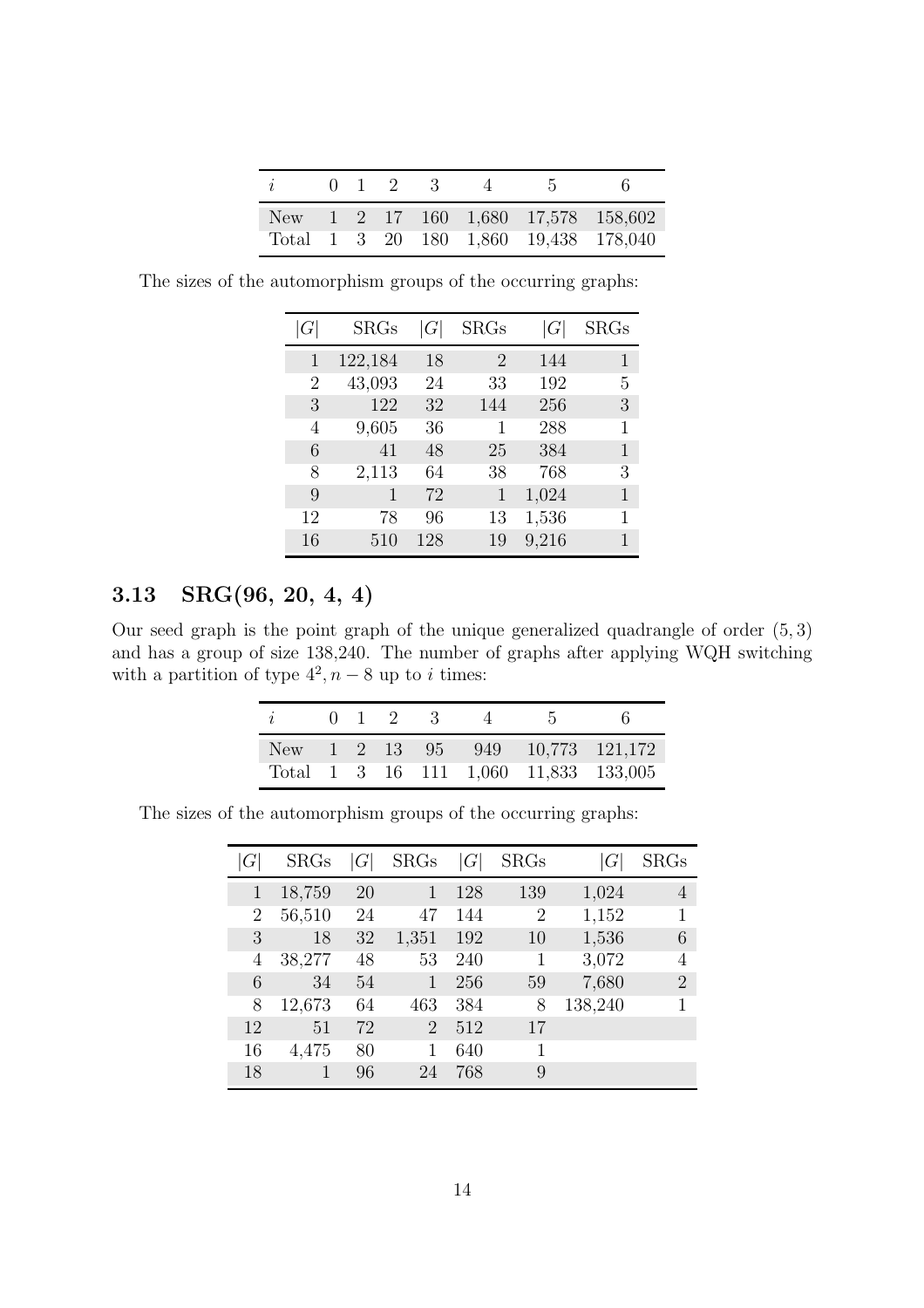| $i$ | 0 | 1 | 2 | 3 | 4 | 5 | 6 |
|---|---|---|---|---|---|---|---|
| New | 1 | 2 | 17 | 160 | 1,680 | 17,578 | 158,602 |
| Total | 1 | 3 | 20 | 180 | 1,860 | 19,438 | 178,040 |

The sizes of the automorphism groups of the occurring graphs:

| $\lvert G\rvert$ | SRGs | $\lvert G\rvert$ | SRGs | $\lvert G\rvert$ | SRGs |
|---|---|---|---|---|---|
| 1 | 122,184 | 18 | 2 | 144 | 1 |
| 2 | 43,093 | 24 | 33 | 192 | 5 |
| 3 | 122 | 32 | 144 | 256 | 3 |
| 4 | 9,605 | 36 | 1 | 288 | 1 |
| 6 | 41 | 48 | 25 | 384 | 1 |
| 8 | 2,113 | 64 | 38 | 768 | 3 |
| 9 | 1 | 72 | 1 | 1,024 | 1 |
| 12 | 78 | 96 | 13 | 1,536 | 1 |
| 16 | 510 | 128 | 19 | 9,216 | 1 |

## 3.13 SRG(96, 20, 4, 4)

Our seed graph is the point graph of the unique generalized quadrangle of order $(5, 3)$ and has a group of size 138,240. The number of graphs after applying WQH switching with a partition of type $4^2, n-8$ up to $i$ times:

| $i$ | 0 | 1 | 2 | 3 | 4 | 5 | 6 |
|---|---|---|---|---|---|---|---|
| New | 1 | 2 | 13 | 95 | 949 | 10,773 | 121,172 |
| Total | 1 | 3 | 16 | 111 | 1,060 | 11,833 | 133,005 |

The sizes of the automorphism groups of the occurring graphs:

| $\lvert G\rvert$ | SRGs | $\lvert G\rvert$ | SRGs | $\lvert G\rvert$ | SRGs | $\lvert G\rvert$ | SRGs |
|---|---|---|---|---|---|---|---|
| 1 | 18,759 | 20 | 1 | 128 | 139 | 1,024 | 4 |
| 2 | 56,510 | 24 | 47 | 144 | 2 | 1,152 | 1 |
| 3 | 18 | 32 | 1,351 | 192 | 10 | 1,536 | 6 |
| 4 | 38,277 | 48 | 53 | 240 | 1 | 3,072 | 4 |
| 6 | 34 | 54 | 1 | 256 | 59 | 7,680 | 2 |
| 8 | 12,673 | 64 | 463 | 384 | 8 | 138,240 | 1 |
| 12 | 51 | 72 | 2 | 512 | 17 | | |
| 16 | 4,475 | 80 | 1 | 640 | 1 | | |
| 18 | 1 | 96 | 24 | 768 | 9 | | |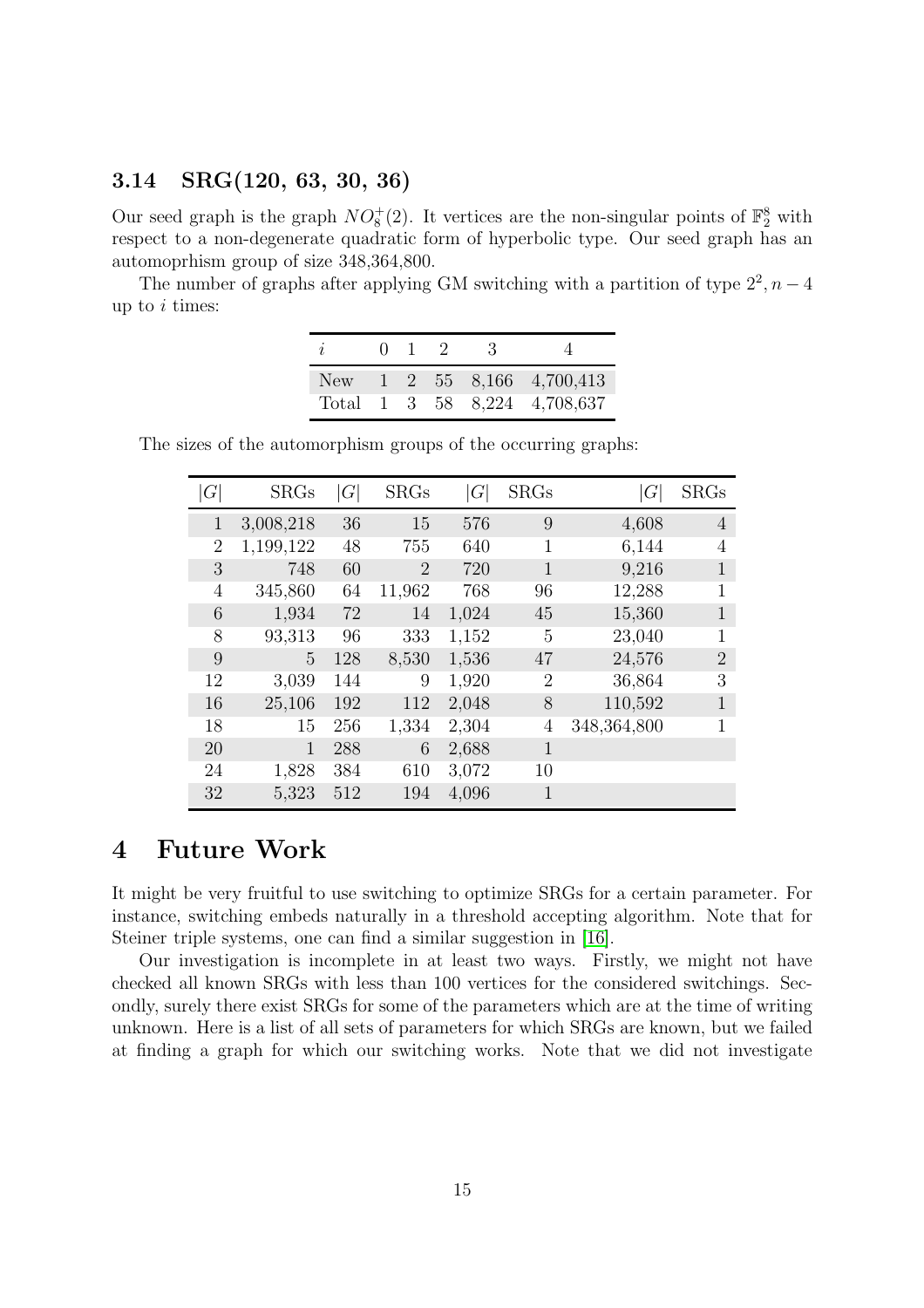### 3.14 SRG(120, 63, 30, 36)

Our seed graph is the graph $NO_8^+(2)$. It vertices are the non-singular points of $\mathbb{F}_2^8$ with respect to a non-degenerate quadratic form of hyperbolic type. Our seed graph has an automoprhism group of size 348,364,800.

The number of graphs after applying GM switching with a partition of type $2^2, n-4$ up to $i$ times:

| $i$ | 0 | 1 | 2 | 3 | 4 |
|---|---|---|---|---|---|
| New | 1 | 2 | 55 | 8,166 | 4,700,413 |
| Total | 1 | 3 | 58 | 8,224 | 4,708,637 |

The sizes of the automorphism groups of the occurring graphs:

| $\lvert G\rvert$ | SRGs | $\lvert G\rvert$ | SRGs | $\lvert G\rvert$ | SRGs | $\lvert G\rvert$ | SRGs |
|---|---|---|---|---|---|---|---|
| 1 | 3,008,218 | 36 | 15 | 576 | 9 | 4,608 | 4 |
| 2 | 1,199,122 | 48 | 755 | 640 | 1 | 6,144 | 4 |
| 3 | 748 | 60 | 2 | 720 | 1 | 9,216 | 1 |
| 4 | 345,860 | 64 | 11,962 | 768 | 96 | 12,288 | 1 |
| 6 | 1,934 | 72 | 14 | 1,024 | 45 | 15,360 | 1 |
| 8 | 93,313 | 96 | 333 | 1,152 | 5 | 23,040 | 1 |
| 9 | 5 | 128 | 8,530 | 1,536 | 47 | 24,576 | 2 |
| 12 | 3,039 | 144 | 9 | 1,920 | 2 | 36,864 | 3 |
| 16 | 25,106 | 192 | 112 | 2,048 | 8 | 110,592 | 1 |
| 18 | 15 | 256 | 1,334 | 2,304 | 4 | 348,364,800 | 1 |
| 20 | 1 | 288 | 6 | 2,688 | 1 | | |
| 24 | 1,828 | 384 | 610 | 3,072 | 10 | | |
| 32 | 5,323 | 512 | 194 | 4,096 | 1 | | |

# 4 Future Work

It might be very fruitful to use switching to optimize SRGs for a certain parameter. For instance, switching embeds naturally in a threshold accepting algorithm. Note that for Steiner triple systems, one can find a similar suggestion in [16].

Our investigation is incomplete in at least two ways. Firstly, we might not have checked all known SRGs with less than 100 vertices for the considered switchings. Secondly, surely there exist SRGs for some of the parameters which are at the time of writing unknown. Here is a list of all sets of parameters for which SRGs are known, but we failed at finding a graph for which our switching works. Note that we did not investigate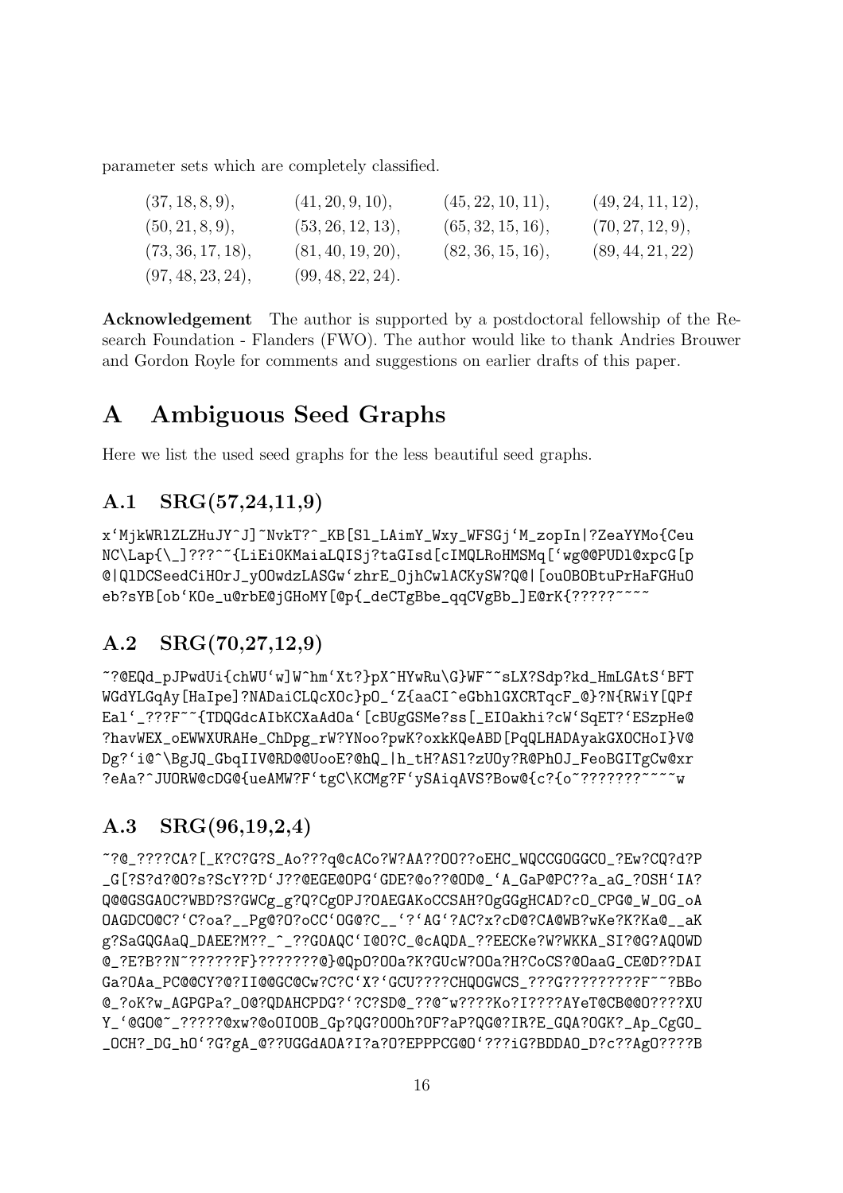parameter sets which are completely classified.

| | | | |
|---|---|---|---|
| $(37, 18, 8, 9)$, | $(41, 20, 9, 10)$, | $(45, 22, 10, 11)$, | $(49, 24, 11, 12)$, |
| $(50, 21, 8, 9)$, | $(53, 26, 12, 13)$, | $(65, 32, 15, 16)$, | $(70, 27, 12, 9)$, |
| $(73, 36, 17, 18)$, | $(81, 40, 19, 20)$, | $(82, 36, 15, 16)$, | $(89, 44, 21, 22)$ |
| $(97, 48, 23, 24)$, | $(99, 48, 22, 24)$. | | |

**Acknowledgement** The author is supported by a postdoctoral fellowship of the Research Foundation - Flanders (FWO). The author would like to thank Andries Brouwer and Gordon Royle for comments and suggestions on earlier drafts of this paper.

# A Ambiguous Seed Graphs

Here we list the used seed graphs for the less beautiful seed graphs.

## A.1 SRG(57,24,11,9)

```
x`MjkWRlZLZHuJY^J]~NvkT?^_KB[Sl_LAimY_Wxy_WFSGj`M_zopIn|?ZeaYYMo{Ceu
NC\Lap{\_]???^~{LiEiOKMaiaLQISj?taGIsd[cIMQLRoHMSMq[`wg@@PUDl@xpcG[p
@|QlDCSeedCiHOrJ_yOOwdzLASGw`zhrE_OjhCwlACKySW?Q@|[ouOBOBtuPrHaFGHuO
eb?sYB[ob`KOe_u@rbE@jGHoMY[@p{_deCTgBbe_qqCVgBb_]E@rK{?????~~~~
```

## A.2 SRG(70,27,12,9)

```
~?@EQd_pJPwdUi{chWU`w]W^hm`Xt?}pX^HYwRu\G}WF~~sLX?Sdp?kd_HmLGAtS`BFT
WGdYLGqAy[HaIpe]?NADaiCLQcXOc}pO_`Z{aaCI^eGbhlGXCRTqcF_@}?N{RWiY[QPf
Eal`_???F~~{TDQGdcAIbKCXaAdOa`[cBUgGSMe?ss[_EIOakhi?cW`SqET?`ESzpHe@
?havWEX_oEWWXURAHe_ChDpg_rW?YNoo?pwK?oxkKQeABD[PqQLHADAyakGXOCHoI}V@
Dg?`i@^\BgJQ_GbqIIV@RD@@UooE?@hQ_|h_tH?ASl?zUOy?R@PhOJ_FeoBGITgCw@xr
?eAa?^JUORW@cDG@{ueAMW?F`tgC\KCMg?F`ySAiqAVS?Bow@{c?{o~???????~~~~w
```

## A.3 SRG(96,19,2,4)

```
~?@_????CA?[_K?C?G?S_Ao???q@cACo?W?AA??OO??oEHC_WQCCGOGGCO_?Ew?CQ?d?P
_G[?S?d?@O?s?ScY??D`J??@EGE@OPG`GDE?@o??@OD@_`A_GaP@PC??a_aG_?OSH`IA?
Q@@GSGAOC?WBD?S?GWCg_g?Q?CgOPJ?OAEGAKoCCSAH?OgGGgHCAD?cO_CPG@_W_OG_oA
OAGDCO@C?`C?oa?__Pg@?O?oCC`OG@?C__`?`AG`?AC?x?cD@?CA@WB?wKe?K?Ka@__aK
g?SaGQGAaQ_DAEE?M??_^_??GOAQC`I@O?C_@cAQDA_??EECKe?W?WKKA_SI?@G?AQOWD
@_?E?B??N~??????F}???????@}@QpO?OOa?K?GUcW?OOa?H?CoCS?@OaaG_CE@D??DAI
Ga?OAa_PC@@CY?@?II@@GC@Cw?C?C`X?`GCU????CHQOGWCS_???G?????????F~~?BBo
@_?oK?w_AGPGPa?_O@?QDAHCPDG?`?C?SD@_??@~w????Ko?I????AYeT@CB@@O????XU
Y_`@GO@~_?????@xw?@oOIOOB_Gp?QG?OOOh?OF?aP?QG@?IR?E_GQA?OGK?_Ap_CgGO_
_OCH?_DG_hO`?G?gA_@??UGGdAOA?I?a?O?EPPPCG@O`???iG?BDDAO_D?c??AgO????B
```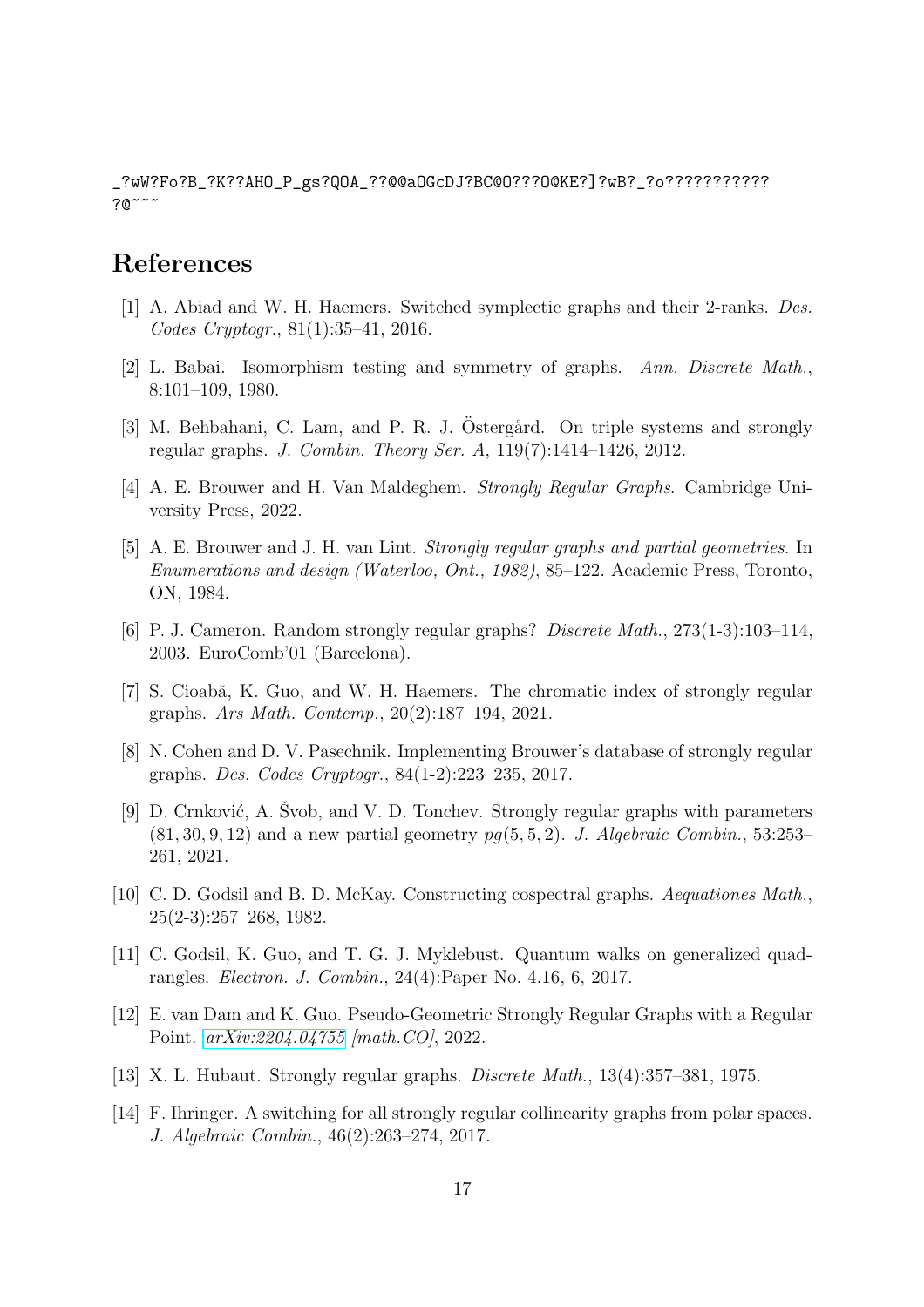```
_?wW?Fo?B_?K??AHO_P_gs?QOA_??@@aOGcDJ?BC@O???O@KE?]?wB?_?o???????????
?@~~~
```

## References

[1] A. Abiad and W. H. Haemers. Switched symplectic graphs and their 2-ranks. *Des. Codes Cryptogr.*, 81(1):35–41, 2016.

[2] L. Babai. Isomorphism testing and symmetry of graphs. *Ann. Discrete Math.*, 8:101–109, 1980.

[3] M. Behbahani, C. Lam, and P. R. J. Östergård. On triple systems and strongly regular graphs. *J. Combin. Theory Ser. A*, 119(7):1414–1426, 2012.

[4] A. E. Brouwer and H. Van Maldeghem. *Strongly Regular Graphs*. Cambridge University Press, 2022.

[5] A. E. Brouwer and J. H. van Lint. *Strongly regular graphs and partial geometries*. In *Enumerations and design (Waterloo, Ont., 1982)*, 85–122. Academic Press, Toronto, ON, 1984.

[6] P. J. Cameron. Random strongly regular graphs? *Discrete Math.*, 273(1-3):103–114, 2003. EuroComb'01 (Barcelona).

[7] S. Cioabă, K. Guo, and W. H. Haemers. The chromatic index of strongly regular graphs. *Ars Math. Contemp.*, 20(2):187–194, 2021.

[8] N. Cohen and D. V. Pasechnik. Implementing Brouwer's database of strongly regular graphs. *Des. Codes Cryptogr.*, 84(1-2):223–235, 2017.

[9] D. Crnković, A. Švob, and V. D. Tonchev. Strongly regular graphs with parameters $(81, 30, 9, 12)$ and a new partial geometry $pg(5, 5, 2)$. *J. Algebraic Combin.*, 53:253–261, 2021.

[10] C. D. Godsil and B. D. McKay. Constructing cospectral graphs. *Aequationes Math.*, 25(2-3):257–268, 1982.

[11] C. Godsil, K. Guo, and T. G. J. Myklebust. Quantum walks on generalized quadrangles. *Electron. J. Combin.*, 24(4):Paper No. 4.16, 6, 2017.

[12] E. van Dam and K. Guo. Pseudo-Geometric Strongly Regular Graphs with a Regular Point. *arXiv:2204.04755 [math.CO]*, 2022.

[13] X. L. Hubaut. Strongly regular graphs. *Discrete Math.*, 13(4):357–381, 1975.

[14] F. Ihringer. A switching for all strongly regular collinearity graphs from polar spaces. *J. Algebraic Combin.*, 46(2):263–274, 2017.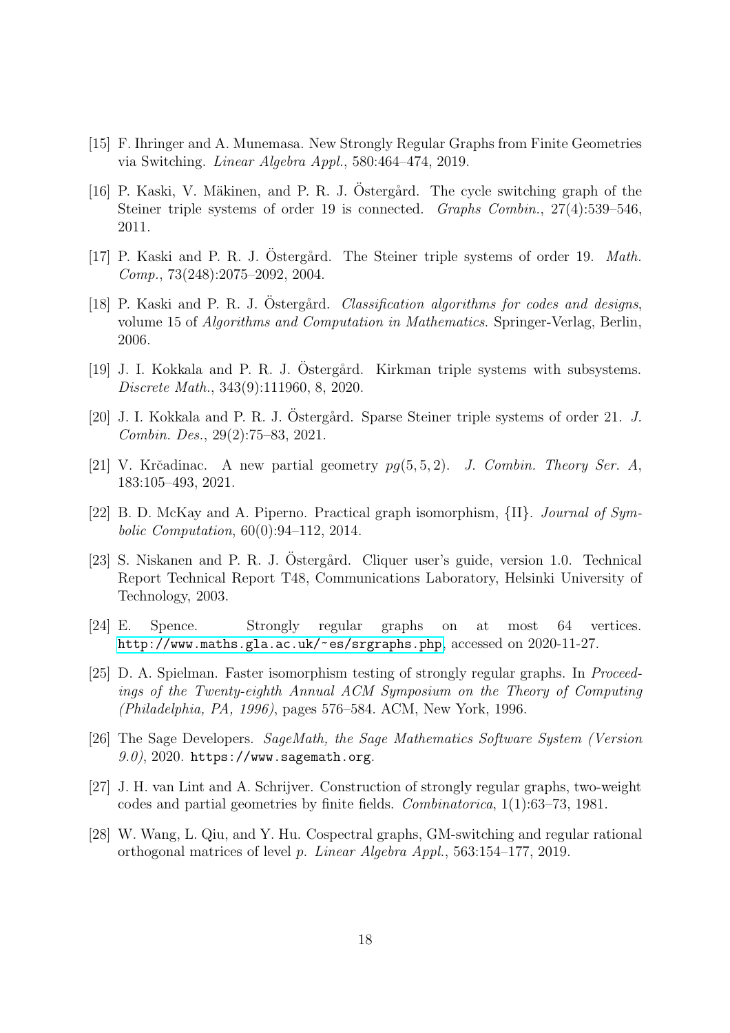[15] F. Ihringer and A. Munemasa. New Strongly Regular Graphs from Finite Geometries via Switching. *Linear Algebra Appl.*, 580:464–474, 2019.

[16] P. Kaski, V. Mäkinen, and P. R. J. Östergård. The cycle switching graph of the Steiner triple systems of order 19 is connected. *Graphs Combin.*, 27(4):539–546, 2011.

[17] P. Kaski and P. R. J. Östergård. The Steiner triple systems of order 19. *Math. Comp.*, 73(248):2075–2092, 2004.

[18] P. Kaski and P. R. J. Östergård. *Classification algorithms for codes and designs*, volume 15 of *Algorithms and Computation in Mathematics*. Springer-Verlag, Berlin, 2006.

[19] J. I. Kokkala and P. R. J. Östergård. Kirkman triple systems with subsystems. *Discrete Math.*, 343(9):111960, 8, 2020.

[20] J. I. Kokkala and P. R. J. Östergård. Sparse Steiner triple systems of order 21. *J. Combin. Des.*, 29(2):75–83, 2021.

[21] V. Krčadinac. A new partial geometry $pg(5, 5, 2)$. *J. Combin. Theory Ser. A*, 183:105–493, 2021.

[22] B. D. McKay and A. Piperno. Practical graph isomorphism, {II}. *Journal of Symbolic Computation*, 60(0):94–112, 2014.

[23] S. Niskanen and P. R. J. Östergård. Cliquer user's guide, version 1.0. Technical Report Technical Report T48, Communications Laboratory, Helsinki University of Technology, 2003.

[24] E. Spence. Strongly regular graphs on at most 64 vertices. http://www.maths.gla.ac.uk/~es/srgraphs.php, accessed on 2020-11-27.

[25] D. A. Spielman. Faster isomorphism testing of strongly regular graphs. In *Proceedings of the Twenty-eighth Annual ACM Symposium on the Theory of Computing (Philadelphia, PA, 1996)*, pages 576–584. ACM, New York, 1996.

[26] The Sage Developers. *SageMath, the Sage Mathematics Software System (Version 9.0)*, 2020. https://www.sagemath.org.

[27] J. H. van Lint and A. Schrijver. Construction of strongly regular graphs, two-weight codes and partial geometries by finite fields. *Combinatorica*, 1(1):63–73, 1981.

[28] W. Wang, L. Qiu, and Y. Hu. Cospectral graphs, GM-switching and regular rational orthogonal matrices of level $p$. *Linear Algebra Appl.*, 563:154–177, 2019.